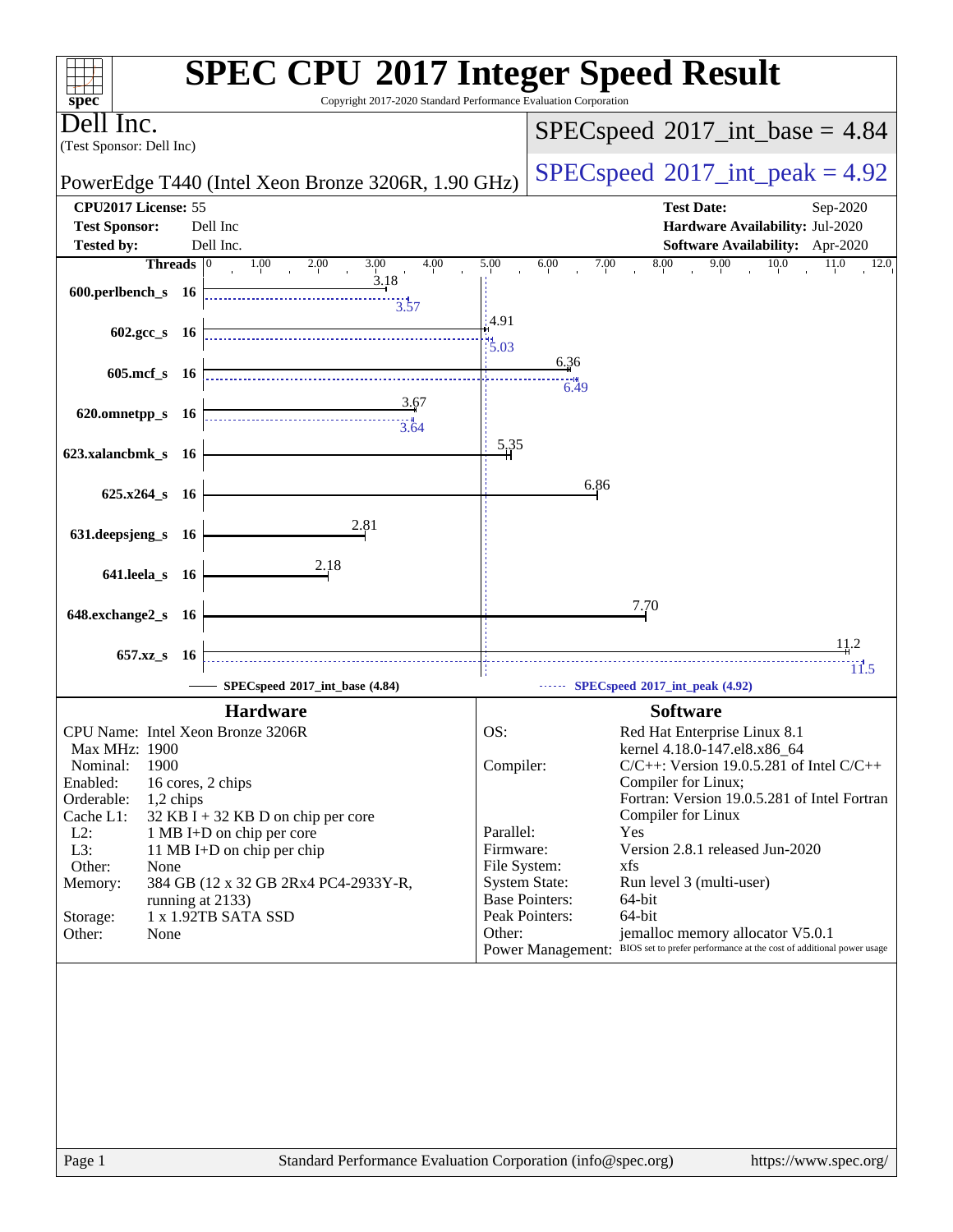# SPEC CPU 2017 Integer Speed Result

Copyright 2017-2020 Standard Performance Evaluation Corporation

**Dell Inc.**
(Test Sponsor: Dell Inc)

PowerEdge T440 (Intel Xeon Bronze 3206R, 1.90 GHz)

SPECspeed 2017_int_base = 4.84

SPECspeed 2017_int_peak = 4.92

| | | | |
|---|---|---|---|
| **CPU2017 License:** | 55 | **Test Date:** | Sep-2020 |
| **Test Sponsor:** | Dell Inc | **Hardware Availability:** | Jul-2020 |
| **Tested by:** | Dell Inc. | **Software Availability:** | Apr-2020 |

| Benchmark | Threads | Base | Peak |
|---|---|---|---|
| 600.perlbench_s | 16 | 3.18 | 3.57 |
| 602.gcc_s | 16 | 4.91 | 5.03 |
| 605.mcf_s | 16 | 6.36 | 6.49 |
| 620.omnetpp_s | 16 | 3.67 | 3.64 |
| 623.xalancbmk_s | 16 | 5.35 | |
| 625.x264_s | 16 | 6.86 | |
| 631.deepsjeng_s | 16 | 2.81 | |
| 641.leela_s | 16 | 2.18 | |
| 648.exchange2_s | 16 | 7.70 | |
| 657.xz_s | 16 | 11.2 | 11.5 |

SPECspeed 2017_int_base (4.84) — SPECspeed 2017_int_peak (4.92)

## Hardware

| | |
|---|---|
| CPU Name: | Intel Xeon Bronze 3206R |
| Max MHz: | 1900 |
| Nominal: | 1900 |
| Enabled: | 16 cores, 2 chips |
| Orderable: | 1,2 chips |
| Cache L1: | 32 KB I + 32 KB D on chip per core |
| L2: | 1 MB I+D on chip per core |
| L3: | 11 MB I+D on chip per chip |
| Other: | None |
| Memory: | 384 GB (12 x 32 GB 2Rx4 PC4-2933Y-R, running at 2133) |
| Storage: | 1 x 1.92TB SATA SSD |
| Other: | None |

## Software

| | |
|---|---|
| OS: | Red Hat Enterprise Linux 8.1 kernel 4.18.0-147.el8.x86_64 |
| Compiler: | C/C++: Version 19.0.5.281 of Intel C/C++ Compiler for Linux; Fortran: Version 19.0.5.281 of Intel Fortran Compiler for Linux |
| Parallel: | Yes |
| Firmware: | Version 2.8.1 released Jun-2020 |
| File System: | xfs |
| System State: | Run level 3 (multi-user) |
| Base Pointers: | 64-bit |
| Peak Pointers: | 64-bit |
| Other: | jemalloc memory allocator V5.0.1 |
| Power Management: | BIOS set to prefer performance at the cost of additional power usage |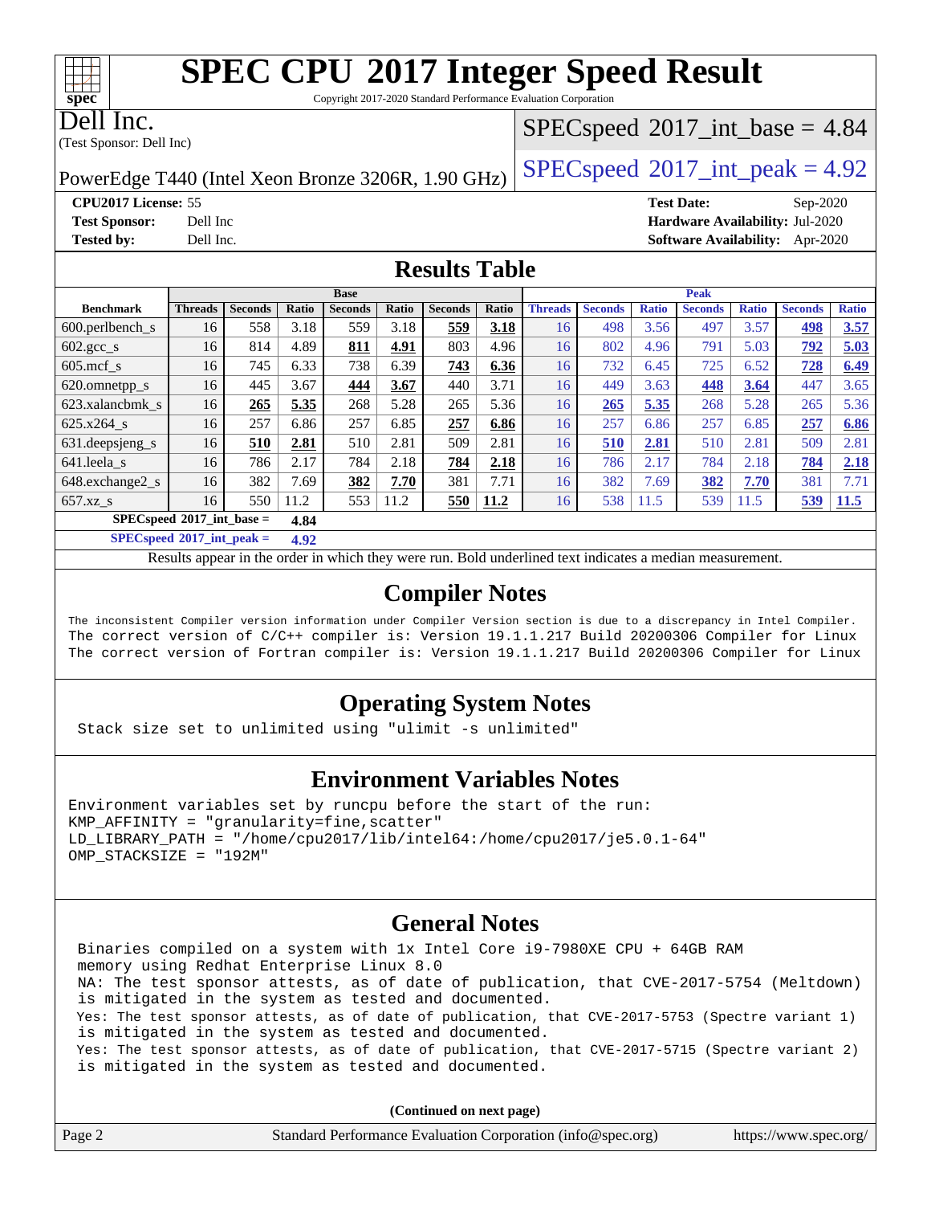# SPEC CPU 2017 Integer Speed Result

Copyright 2017-2020 Standard Performance Evaluation Corporation

**Dell Inc.**
(Test Sponsor: Dell Inc)

PowerEdge T440 (Intel Xeon Bronze 3206R, 1.90 GHz)

SPECspeed 2017_int_base = 4.84

SPECspeed 2017_int_peak = 4.92

**CPU2017 License:** 55
**Test Sponsor:** Dell Inc
**Tested by:** Dell Inc.

**Test Date:** Sep-2020
**Hardware Availability:** Jul-2020
**Software Availability:** Apr-2020

## Results Table

| Benchmark | Base | | | | | | | Peak | | | | | | |
|---|---|---|---|---|---|---|---|---|---|---|---|---|---|---|
| | Threads | Seconds | Ratio | Seconds | Ratio | Seconds | Ratio | Threads | Seconds | Ratio | Seconds | Ratio | Seconds | Ratio |
| 600.perlbench_s | 16 | 558 | 3.18 | 559 | 3.18 | **559** | **3.18** | 16 | 498 | 3.56 | 497 | 3.57 | **498** | **3.57** |
| 602.gcc_s | 16 | 814 | 4.89 | **811** | **4.91** | 803 | 4.96 | 16 | 802 | 4.96 | 791 | 5.03 | **792** | **5.03** |
| 605.mcf_s | 16 | 745 | 6.33 | 738 | 6.39 | **743** | **6.36** | 16 | 732 | 6.45 | 725 | 6.52 | **728** | **6.49** |
| 620.omnetpp_s | 16 | 445 | 3.67 | **444** | **3.67** | 440 | 3.71 | 16 | 449 | 3.63 | **448** | **3.64** | 447 | 3.65 |
| 623.xalancbmk_s | 16 | **265** | **5.35** | 268 | 5.28 | 265 | 5.36 | 16 | **265** | **5.35** | 268 | 5.28 | 265 | 5.36 |
| 625.x264_s | 16 | 257 | 6.86 | 257 | 6.85 | **257** | **6.86** | 16 | 257 | 6.86 | 257 | 6.85 | **257** | **6.86** |
| 631.deepsjeng_s | 16 | **510** | **2.81** | 510 | 2.81 | 509 | 2.81 | 16 | **510** | **2.81** | 510 | 2.81 | 509 | 2.81 |
| 641.leela_s | 16 | 786 | 2.17 | 784 | 2.18 | **784** | **2.18** | 16 | 786 | 2.17 | 784 | 2.18 | **784** | **2.18** |
| 648.exchange2_s | 16 | 382 | 7.69 | **382** | **7.70** | 381 | 7.71 | 16 | 382 | 7.69 | **382** | **7.70** | 381 | 7.71 |
| 657.xz_s | 16 | 550 | 11.2 | 553 | 11.2 | **550** | **11.2** | 16 | 538 | 11.5 | 539 | 11.5 | **539** | **11.5** |

**SPECspeed 2017_int_base = 4.84**

**SPECspeed 2017_int_peak = 4.92**

Results appear in the order in which they were run. Bold underlined text indicates a median measurement.

## Compiler Notes

```
The inconsistent Compiler version information under Compiler Version section is due to a discrepancy in Intel Compiler.
The correct version of C/C++ compiler is: Version 19.1.1.217 Build 20200306 Compiler for Linux
The correct version of Fortran compiler is: Version 19.1.1.217 Build 20200306 Compiler for Linux
```

## Operating System Notes

```
Stack size set to unlimited using "ulimit -s unlimited"
```

## Environment Variables Notes

```
Environment variables set by runcpu before the start of the run:
KMP_AFFINITY = "granularity=fine,scatter"
LD_LIBRARY_PATH = "/home/cpu2017/lib/intel64:/home/cpu2017/je5.0.1-64"
OMP_STACKSIZE = "192M"
```

## General Notes

```
Binaries compiled on a system with 1x Intel Core i9-7980XE CPU + 64GB RAM
memory using Redhat Enterprise Linux 8.0
NA: The test sponsor attests, as of date of publication, that CVE-2017-5754 (Meltdown)
is mitigated in the system as tested and documented.
Yes: The test sponsor attests, as of date of publication, that CVE-2017-5753 (Spectre variant 1)
is mitigated in the system as tested and documented.
Yes: The test sponsor attests, as of date of publication, that CVE-2017-5715 (Spectre variant 2)
is mitigated in the system as tested and documented.
```

**(Continued on next page)**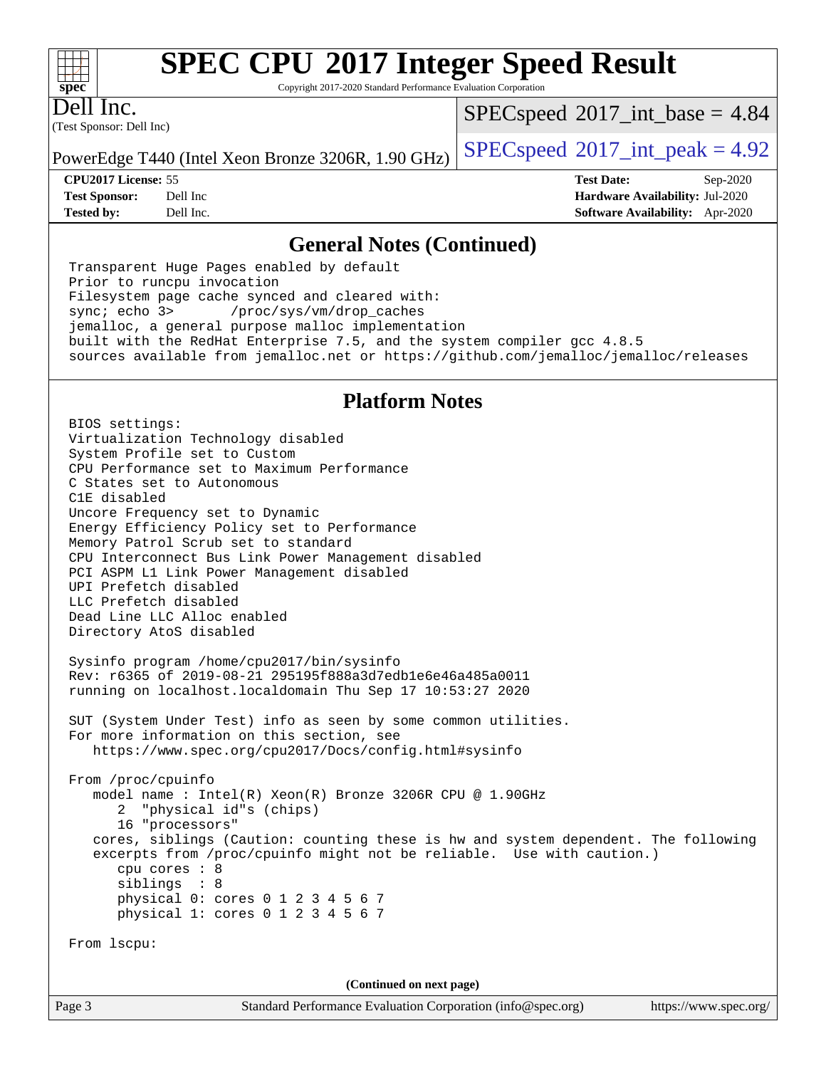# SPEC CPU 2017 Integer Speed Result

Copyright 2017-2020 Standard Performance Evaluation Corporation

Dell Inc.
(Test Sponsor: Dell Inc)

PowerEdge T440 (Intel Xeon Bronze 3206R, 1.90 GHz)

SPECspeed 2017_int_base = 4.84

SPECspeed 2017_int_peak = 4.92

| | | | |
|---|---|---|---|
| **CPU2017 License:** | 55 | **Test Date:** | Sep-2020 |
| **Test Sponsor:** | Dell Inc | **Hardware Availability:** | Jul-2020 |
| **Tested by:** | Dell Inc. | **Software Availability:** | Apr-2020 |

## General Notes (Continued)

```
Transparent Huge Pages enabled by default
Prior to runcpu invocation
Filesystem page cache synced and cleared with:
sync; echo 3>       /proc/sys/vm/drop_caches
jemalloc, a general purpose malloc implementation
built with the RedHat Enterprise 7.5, and the system compiler gcc 4.8.5
sources available from jemalloc.net or https://github.com/jemalloc/jemalloc/releases
```

## Platform Notes

```
BIOS settings:
Virtualization Technology disabled
System Profile set to Custom
CPU Performance set to Maximum Performance
C States set to Autonomous
C1E disabled
Uncore Frequency set to Dynamic
Energy Efficiency Policy set to Performance
Memory Patrol Scrub set to standard
CPU Interconnect Bus Link Power Management disabled
PCI ASPM L1 Link Power Management disabled
UPI Prefetch disabled
LLC Prefetch disabled
Dead Line LLC Alloc enabled
Directory AtoS disabled

Sysinfo program /home/cpu2017/bin/sysinfo
Rev: r6365 of 2019-08-21 295195f888a3d7edb1e6e46a485a0011
running on localhost.localdomain Thu Sep 17 10:53:27 2020

SUT (System Under Test) info as seen by some common utilities.
For more information on this section, see
   https://www.spec.org/cpu2017/Docs/config.html#sysinfo

From /proc/cpuinfo
   model name : Intel(R) Xeon(R) Bronze 3206R CPU @ 1.90GHz
      2  "physical id"s (chips)
      16 "processors"
   cores, siblings (Caution: counting these is hw and system dependent. The following
   excerpts from /proc/cpuinfo might not be reliable.  Use with caution.)
      cpu cores : 8
      siblings  : 8
      physical 0: cores 0 1 2 3 4 5 6 7
      physical 1: cores 0 1 2 3 4 5 6 7

From lscpu:
```

(Continued on next page)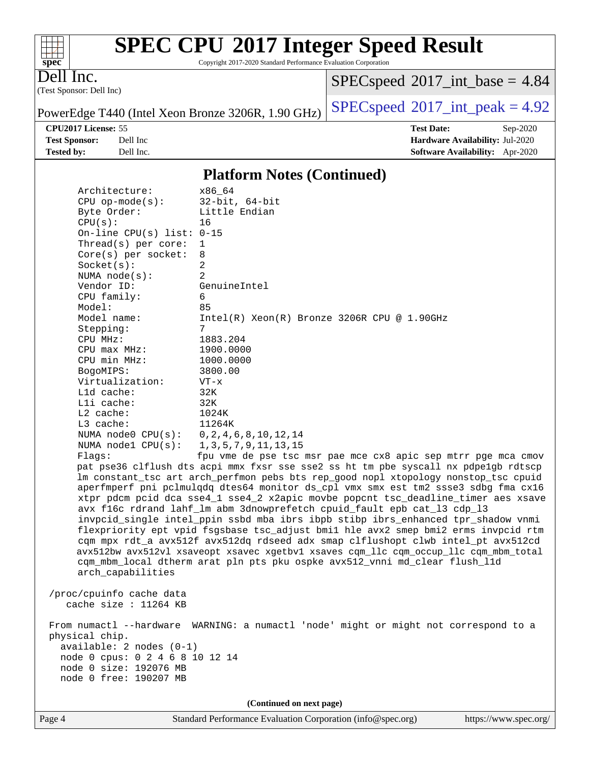## Platform Notes (Continued)

```
    Architecture:          x86_64
    CPU op-mode(s):        32-bit, 64-bit
    Byte Order:            Little Endian
    CPU(s):                16
    On-line CPU(s) list:   0-15
    Thread(s) per core:    1
    Core(s) per socket:    8
    Socket(s):             2
    NUMA node(s):          2
    Vendor ID:             GenuineIntel
    CPU family:            6
    Model:                 85
    Model name:            Intel(R) Xeon(R) Bronze 3206R CPU @ 1.90GHz
    Stepping:              7
    CPU MHz:               1883.204
    CPU max MHz:           1900.0000
    CPU min MHz:           1000.0000
    BogoMIPS:              3800.00
    Virtualization:        VT-x
    L1d cache:             32K
    L1i cache:             32K
    L2 cache:              1024K
    L3 cache:              11264K
    NUMA node0 CPU(s):     0,2,4,6,8,10,12,14
    NUMA node1 CPU(s):     1,3,5,7,9,11,13,15
    Flags:                 fpu vme de pse tsc msr pae mce cx8 apic sep mtrr pge mca cmov
    pat pse36 clflush dts acpi mmx fxsr sse sse2 ss ht tm pbe syscall nx pdpe1gb rdtscp
    lm constant_tsc art arch_perfmon pebs bts rep_good nopl xtopology nonstop_tsc cpuid
    aperfmperf pni pclmulqdq dtes64 monitor ds_cpl vmx smx est tm2 ssse3 sdbg fma cx16
    xtpr pdcm pcid dca sse4_1 sse4_2 x2apic movbe popcnt tsc_deadline_timer aes xsave
    avx f16c rdrand lahf_lm abm 3dnowprefetch cpuid_fault epb cat_l3 cdp_l3
    invpcid_single intel_ppin ssbd mba ibrs ibpb stibp ibrs_enhanced tpr_shadow vnmi
    flexpriority ept vpid fsgsbase tsc_adjust bmi1 hle avx2 smep bmi2 erms invpcid rtm
    cqm mpx rdt_a avx512f avx512dq rdseed adx smap clflushopt clwb intel_pt avx512cd
    avx512bw avx512vl xsaveopt xsavec xgetbv1 xsaves cqm_llc cqm_occup_llc cqm_mbm_total
    cqm_mbm_local dtherm arat pln pts pku ospke avx512_vnni md_clear flush_l1d
    arch_capabilities

 /proc/cpuinfo cache data
    cache size : 11264 KB

 From numactl --hardware  WARNING: a numactl 'node' might or might not correspond to a
 physical chip.
   available: 2 nodes (0-1)
   node 0 cpus: 0 2 4 6 8 10 12 14
   node 0 size: 192076 MB
   node 0 free: 190207 MB
```

(Continued on next page)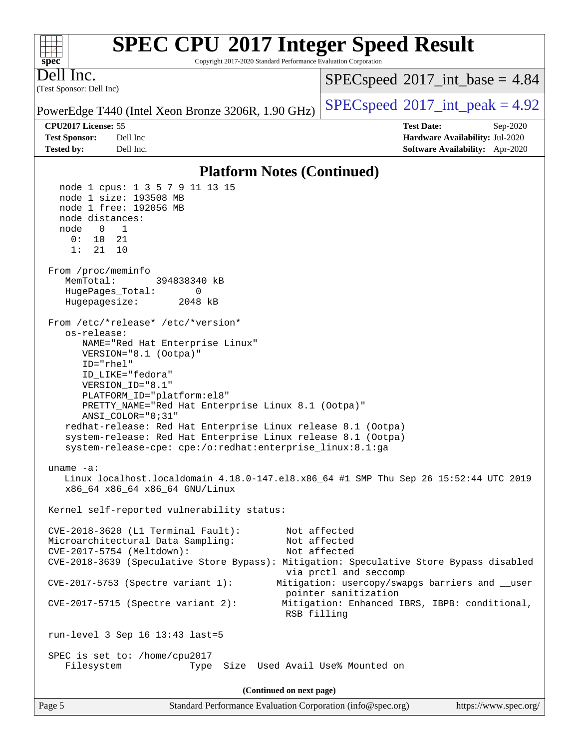# SPEC CPU 2017 Integer Speed Result

Copyright 2017-2020 Standard Performance Evaluation Corporation

**Dell Inc.**
(Test Sponsor: Dell Inc)

PowerEdge T440 (Intel Xeon Bronze 3206R, 1.90 GHz)

SPECspeed 2017_int_base = 4.84
SPECspeed 2017_int_peak = 4.92

| | | | |
|---|---|---|---|
| **CPU2017 License:** | 55 | **Test Date:** | Sep-2020 |
| **Test Sponsor:** | Dell Inc | **Hardware Availability:** | Jul-2020 |
| **Tested by:** | Dell Inc. | **Software Availability:** | Apr-2020 |

## Platform Notes (Continued)

```
    node 1 cpus: 1 3 5 7 9 11 13 15
    node 1 size: 193508 MB
    node 1 free: 192056 MB
    node distances:
    node   0   1
      0:  10  21
      1:  21  10

 From /proc/meminfo
    MemTotal:       394838340 kB
    HugePages_Total:       0
    Hugepagesize:       2048 kB

 From /etc/*release* /etc/*version*
    os-release:
       NAME="Red Hat Enterprise Linux"
       VERSION="8.1 (Ootpa)"
       ID="rhel"
       ID_LIKE="fedora"
       VERSION_ID="8.1"
       PLATFORM_ID="platform:el8"
       PRETTY_NAME="Red Hat Enterprise Linux 8.1 (Ootpa)"
       ANSI_COLOR="0;31"
    redhat-release: Red Hat Enterprise Linux release 8.1 (Ootpa)
    system-release: Red Hat Enterprise Linux release 8.1 (Ootpa)
    system-release-cpe: cpe:/o:redhat:enterprise_linux:8.1:ga

 uname -a:
    Linux localhost.localdomain 4.18.0-147.el8.x86_64 #1 SMP Thu Sep 26 15:52:44 UTC 2019
    x86_64 x86_64 x86_64 GNU/Linux

 Kernel self-reported vulnerability status:

 CVE-2018-3620 (L1 Terminal Fault):        Not affected
 Microarchitectural Data Sampling:         Not affected
 CVE-2017-5754 (Meltdown):                 Not affected
 CVE-2018-3639 (Speculative Store Bypass): Mitigation: Speculative Store Bypass disabled
                                           via prctl and seccomp
 CVE-2017-5753 (Spectre variant 1):        Mitigation: usercopy/swapgs barriers and __user
                                           pointer sanitization
 CVE-2017-5715 (Spectre variant 2):        Mitigation: Enhanced IBRS, IBPB: conditional,
                                           RSB filling

 run-level 3 Sep 16 13:43 last=5

 SPEC is set to: /home/cpu2017
    Filesystem            Type  Size  Used Avail Use% Mounted on
```

**(Continued on next page)**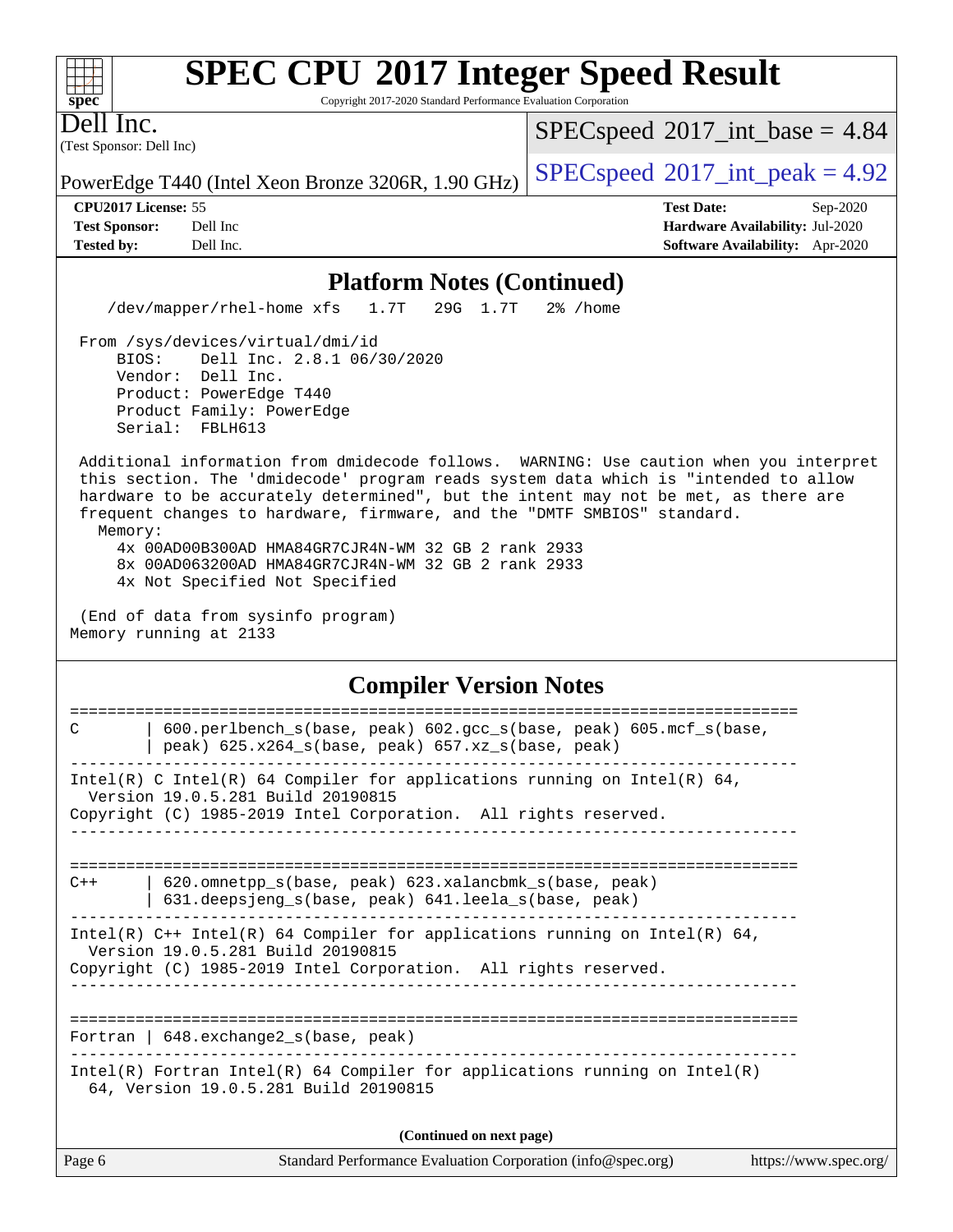# SPEC CPU 2017 Integer Speed Result

Copyright 2017-2020 Standard Performance Evaluation Corporation

**Dell Inc.**
(Test Sponsor: Dell Inc)

PowerEdge T440 (Intel Xeon Bronze 3206R, 1.90 GHz)

SPECspeed 2017_int_base = 4.84

SPECspeed 2017_int_peak = 4.92

| | | | |
|---|---|---|---|
| **CPU2017 License:** | 55 | **Test Date:** | Sep-2020 |
| **Test Sponsor:** | Dell Inc | **Hardware Availability:** | Jul-2020 |
| **Tested by:** | Dell Inc. | **Software Availability:** | Apr-2020 |

## Platform Notes (Continued)

```
    /dev/mapper/rhel-home xfs   1.7T   29G  1.7T   2% /home

 From /sys/devices/virtual/dmi/id
     BIOS:    Dell Inc. 2.8.1 06/30/2020
     Vendor:  Dell Inc.
     Product: PowerEdge T440
     Product Family: PowerEdge
     Serial:  FBLH613

 Additional information from dmidecode follows.  WARNING: Use caution when you interpret
 this section. The 'dmidecode' program reads system data which is "intended to allow
 hardware to be accurately determined", but the intent may not be met, as there are
 frequent changes to hardware, firmware, and the "DMTF SMBIOS" standard.
   Memory:
     4x 00AD00B300AD HMA84GR7CJR4N-WM 32 GB 2 rank 2933
     8x 00AD063200AD HMA84GR7CJR4N-WM 32 GB 2 rank 2933
     4x Not Specified Not Specified

 (End of data from sysinfo program)
Memory running at 2133
```

## Compiler Version Notes

```
==============================================================================
C       | 600.perlbench_s(base, peak) 602.gcc_s(base, peak) 605.mcf_s(base,
        | peak) 625.x264_s(base, peak) 657.xz_s(base, peak)
------------------------------------------------------------------------------
Intel(R) C Intel(R) 64 Compiler for applications running on Intel(R) 64,
  Version 19.0.5.281 Build 20190815
Copyright (C) 1985-2019 Intel Corporation.  All rights reserved.
------------------------------------------------------------------------------

==============================================================================
C++     | 620.omnetpp_s(base, peak) 623.xalancbmk_s(base, peak)
        | 631.deepsjeng_s(base, peak) 641.leela_s(base, peak)
------------------------------------------------------------------------------
Intel(R) C++ Intel(R) 64 Compiler for applications running on Intel(R) 64,
  Version 19.0.5.281 Build 20190815
Copyright (C) 1985-2019 Intel Corporation.  All rights reserved.
------------------------------------------------------------------------------

==============================================================================
Fortran | 648.exchange2_s(base, peak)
------------------------------------------------------------------------------
Intel(R) Fortran Intel(R) 64 Compiler for applications running on Intel(R)
  64, Version 19.0.5.281 Build 20190815
```

**(Continued on next page)**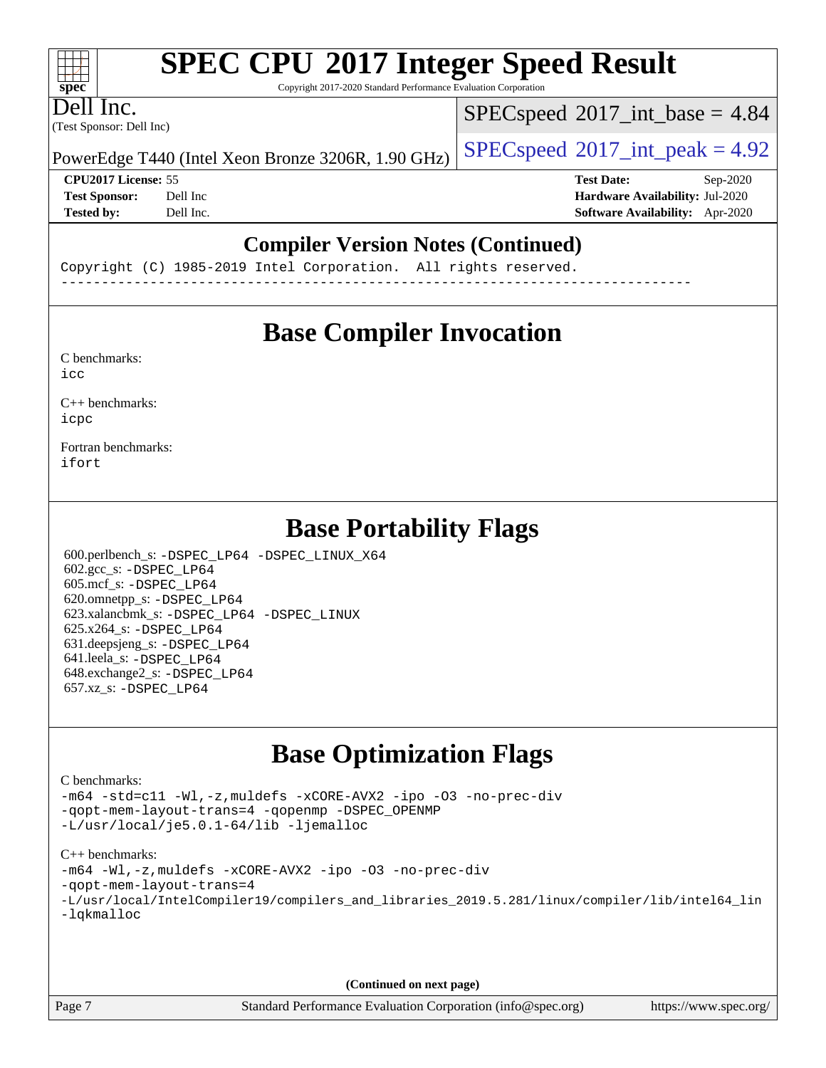# SPEC CPU 2017 Integer Speed Result

Copyright 2017-2020 Standard Performance Evaluation Corporation

**Dell Inc.**
(Test Sponsor: Dell Inc)

PowerEdge T440 (Intel Xeon Bronze 3206R, 1.90 GHz)

SPECspeed 2017_int_base = 4.84
SPECspeed 2017_int_peak = 4.92

**CPU2017 License:** 55
**Test Sponsor:** Dell Inc
**Tested by:** Dell Inc.

**Test Date:** Sep-2020
**Hardware Availability:** Jul-2020
**Software Availability:** Apr-2020

## Compiler Version Notes (Continued)

```
Copyright (C) 1985-2019 Intel Corporation.  All rights reserved.
------------------------------------------------------------------------------
```

## Base Compiler Invocation

C benchmarks:
`icc`

C++ benchmarks:
`icpc`

Fortran benchmarks:
`ifort`

## Base Portability Flags

600.perlbench_s: `-DSPEC_LP64 -DSPEC_LINUX_X64`
602.gcc_s: `-DSPEC_LP64`
605.mcf_s: `-DSPEC_LP64`
620.omnetpp_s: `-DSPEC_LP64`
623.xalancbmk_s: `-DSPEC_LP64 -DSPEC_LINUX`
625.x264_s: `-DSPEC_LP64`
631.deepsjeng_s: `-DSPEC_LP64`
641.leela_s: `-DSPEC_LP64`
648.exchange2_s: `-DSPEC_LP64`
657.xz_s: `-DSPEC_LP64`

## Base Optimization Flags

C benchmarks:

```
-m64 -std=c11 -Wl,-z,muldefs -xCORE-AVX2 -ipo -O3 -no-prec-div
-qopt-mem-layout-trans=4 -qopenmp -DSPEC_OPENMP
-L/usr/local/je5.0.1-64/lib -ljemalloc
```

C++ benchmarks:

```
-m64 -Wl,-z,muldefs -xCORE-AVX2 -ipo -O3 -no-prec-div
-qopt-mem-layout-trans=4
-L/usr/local/IntelCompiler19/compilers_and_libraries_2019.5.281/linux/compiler/lib/intel64_lin
-lqkmalloc
```

(Continued on next page)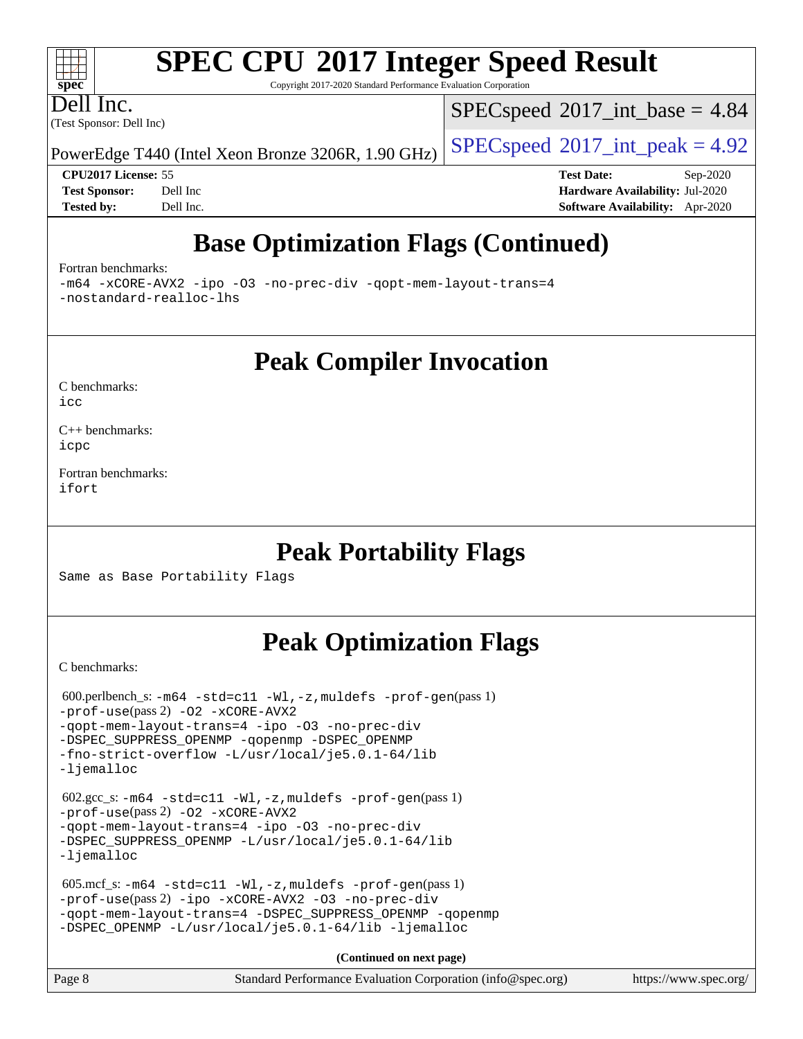## Base Optimization Flags (Continued)

Fortran benchmarks:

-m64 -xCORE-AVX2 -ipo -O3 -no-prec-div -qopt-mem-layout-trans=4 -nostandard-realloc-lhs

## Peak Compiler Invocation

C benchmarks:

icc

C++ benchmarks:

icpc

Fortran benchmarks:

ifort

## Peak Portability Flags

Same as Base Portability Flags

## Peak Optimization Flags

C benchmarks:

600.perlbench_s: -m64 -std=c11 -Wl,-z,muldefs -prof-gen(pass 1) -prof-use(pass 2) -O2 -xCORE-AVX2 -qopt-mem-layout-trans=4 -ipo -O3 -no-prec-div -DSPEC_SUPPRESS_OPENMP -qopenmp -DSPEC_OPENMP -fno-strict-overflow -L/usr/local/je5.0.1-64/lib -ljemalloc

602.gcc_s: -m64 -std=c11 -Wl,-z,muldefs -prof-gen(pass 1) -prof-use(pass 2) -O2 -xCORE-AVX2 -qopt-mem-layout-trans=4 -ipo -O3 -no-prec-div -DSPEC_SUPPRESS_OPENMP -L/usr/local/je5.0.1-64/lib -ljemalloc

605.mcf_s: -m64 -std=c11 -Wl,-z,muldefs -prof-gen(pass 1) -prof-use(pass 2) -ipo -xCORE-AVX2 -O3 -no-prec-div -qopt-mem-layout-trans=4 -DSPEC_SUPPRESS_OPENMP -qopenmp -DSPEC_OPENMP -L/usr/local/je5.0.1-64/lib -ljemalloc

**(Continued on next page)**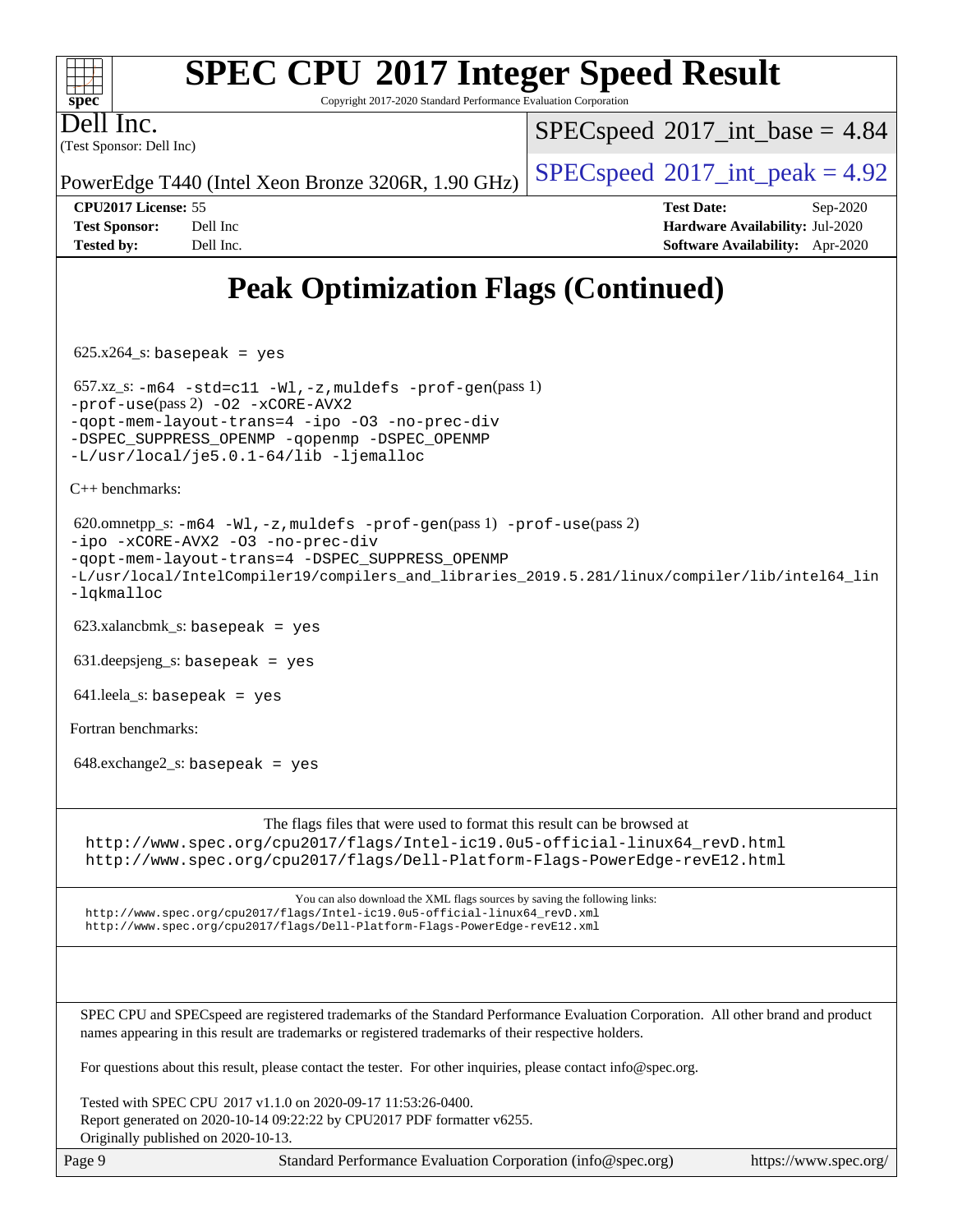# SPEC CPU 2017 Integer Speed Result

Copyright 2017-2020 Standard Performance Evaluation Corporation

**Dell Inc.**
(Test Sponsor: Dell Inc)

PowerEdge T440 (Intel Xeon Bronze 3206R, 1.90 GHz)

SPECspeed 2017_int_base = 4.84

SPECspeed 2017_int_peak = 4.92

| | | | |
|---|---|---|---|
| **CPU2017 License:** | 55 | **Test Date:** | Sep-2020 |
| **Test Sponsor:** | Dell Inc | **Hardware Availability:** | Jul-2020 |
| **Tested by:** | Dell Inc. | **Software Availability:** | Apr-2020 |

## Peak Optimization Flags (Continued)

625.x264_s: `basepeak = yes`

657.xz_s: `-m64 -std=c11 -Wl,-z,muldefs -prof-gen`(pass 1) `-prof-use`(pass 2) `-O2 -xCORE-AVX2 -qopt-mem-layout-trans=4 -ipo -O3 -no-prec-div -DSPEC_SUPPRESS_OPENMP -qopenmp -DSPEC_OPENMP -L/usr/local/je5.0.1-64/lib -ljemalloc`

C++ benchmarks:

620.omnetpp_s: `-m64 -Wl,-z,muldefs -prof-gen`(pass 1) `-prof-use`(pass 2) `-ipo -xCORE-AVX2 -O3 -no-prec-div -qopt-mem-layout-trans=4 -DSPEC_SUPPRESS_OPENMP -L/usr/local/IntelCompiler19/compilers_and_libraries_2019.5.281/linux/compiler/lib/intel64_lin -lqkmalloc`

623.xalancbmk_s: `basepeak = yes`

631.deepsjeng_s: `basepeak = yes`

641.leela_s: `basepeak = yes`

Fortran benchmarks:

648.exchange2_s: `basepeak = yes`

The flags files that were used to format this result can be browsed at
http://www.spec.org/cpu2017/flags/Intel-ic19.0u5-official-linux64_revD.html
http://www.spec.org/cpu2017/flags/Dell-Platform-Flags-PowerEdge-revE12.html

You can also download the XML flags sources by saving the following links:
http://www.spec.org/cpu2017/flags/Intel-ic19.0u5-official-linux64_revD.xml
http://www.spec.org/cpu2017/flags/Dell-Platform-Flags-PowerEdge-revE12.xml

SPEC CPU and SPECspeed are registered trademarks of the Standard Performance Evaluation Corporation. All other brand and product names appearing in this result are trademarks or registered trademarks of their respective holders.

For questions about this result, please contact the tester. For other inquiries, please contact info@spec.org.

Tested with SPEC CPU 2017 v1.1.0 on 2020-09-17 11:53:26-0400.
Report generated on 2020-10-14 09:22:22 by CPU2017 PDF formatter v6255.
Originally published on 2020-10-13.